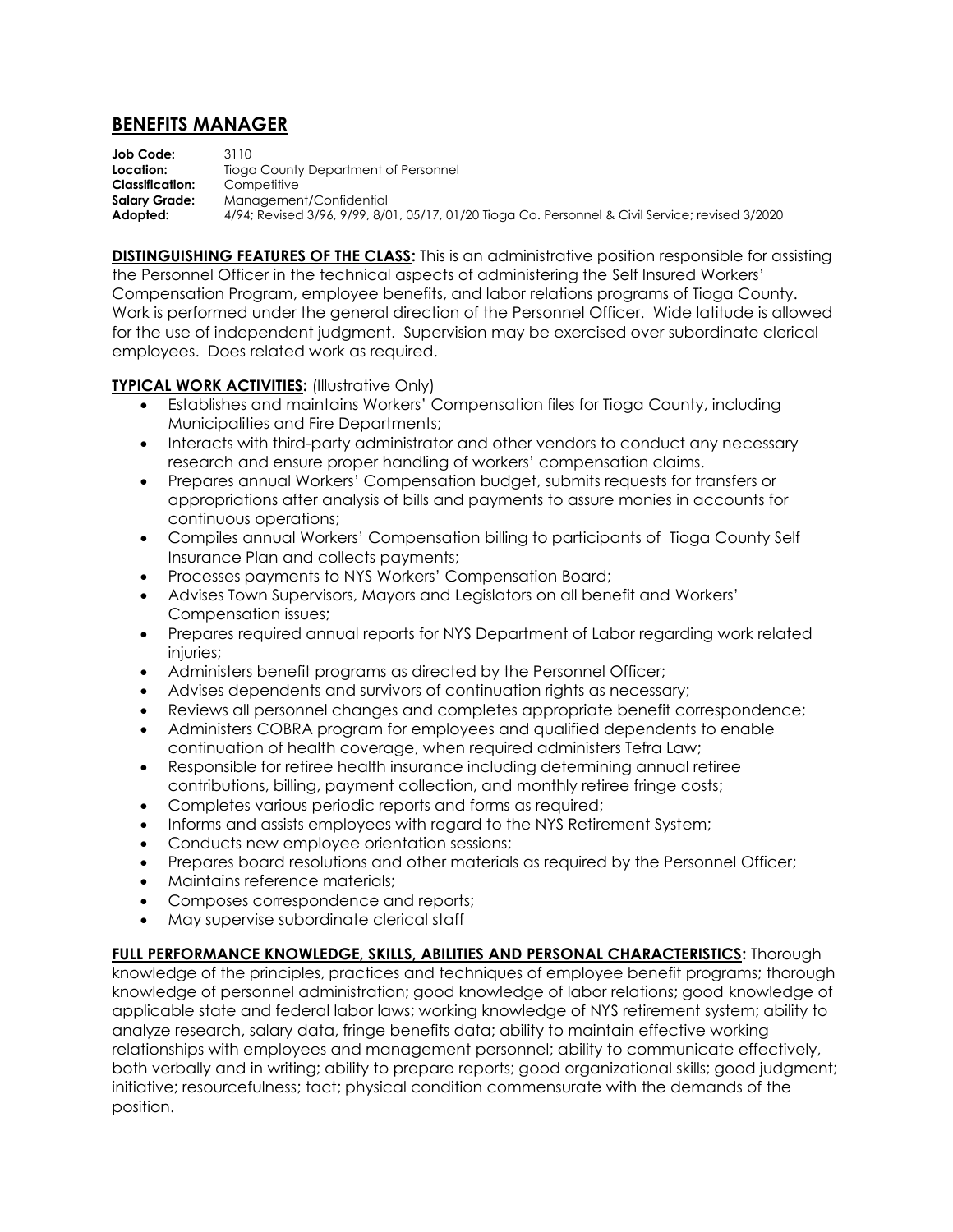# BENEFITS MANAGER

**Job Code:** 3110
**Location:** Tioga County Department of Personnel
**Classification:** Competitive
**Salary Grade:** Management/Confidential
**Adopted:** 4/94; Revised 3/96, 9/99, 8/01, 05/17, 01/20 Tioga Co. Personnel & Civil Service; revised 3/2020

**DISTINGUISHING FEATURES OF THE CLASS:** This is an administrative position responsible for assisting the Personnel Officer in the technical aspects of administering the Self Insured Workers' Compensation Program, employee benefits, and labor relations programs of Tioga County. Work is performed under the general direction of the Personnel Officer. Wide latitude is allowed for the use of independent judgment. Supervision may be exercised over subordinate clerical employees. Does related work as required.

**TYPICAL WORK ACTIVITIES:** (Illustrative Only)

- Establishes and maintains Workers' Compensation files for Tioga County, including Municipalities and Fire Departments;
- Interacts with third-party administrator and other vendors to conduct any necessary research and ensure proper handling of workers' compensation claims.
- Prepares annual Workers' Compensation budget, submits requests for transfers or appropriations after analysis of bills and payments to assure monies in accounts for continuous operations;
- Compiles annual Workers' Compensation billing to participants of Tioga County Self Insurance Plan and collects payments;
- Processes payments to NYS Workers' Compensation Board;
- Advises Town Supervisors, Mayors and Legislators on all benefit and Workers' Compensation issues;
- Prepares required annual reports for NYS Department of Labor regarding work related injuries;
- Administers benefit programs as directed by the Personnel Officer;
- Advises dependents and survivors of continuation rights as necessary;
- Reviews all personnel changes and completes appropriate benefit correspondence;
- Administers COBRA program for employees and qualified dependents to enable continuation of health coverage, when required administers Tefra Law;
- Responsible for retiree health insurance including determining annual retiree contributions, billing, payment collection, and monthly retiree fringe costs;
- Completes various periodic reports and forms as required;
- Informs and assists employees with regard to the NYS Retirement System;
- Conducts new employee orientation sessions;
- Prepares board resolutions and other materials as required by the Personnel Officer;
- Maintains reference materials;
- Composes correspondence and reports;
- May supervise subordinate clerical staff

**FULL PERFORMANCE KNOWLEDGE, SKILLS, ABILITIES AND PERSONAL CHARACTERISTICS:** Thorough knowledge of the principles, practices and techniques of employee benefit programs; thorough knowledge of personnel administration; good knowledge of labor relations; good knowledge of applicable state and federal labor laws; working knowledge of NYS retirement system; ability to analyze research, salary data, fringe benefits data; ability to maintain effective working relationships with employees and management personnel; ability to communicate effectively, both verbally and in writing; ability to prepare reports; good organizational skills; good judgment; initiative; resourcefulness; tact; physical condition commensurate with the demands of the position.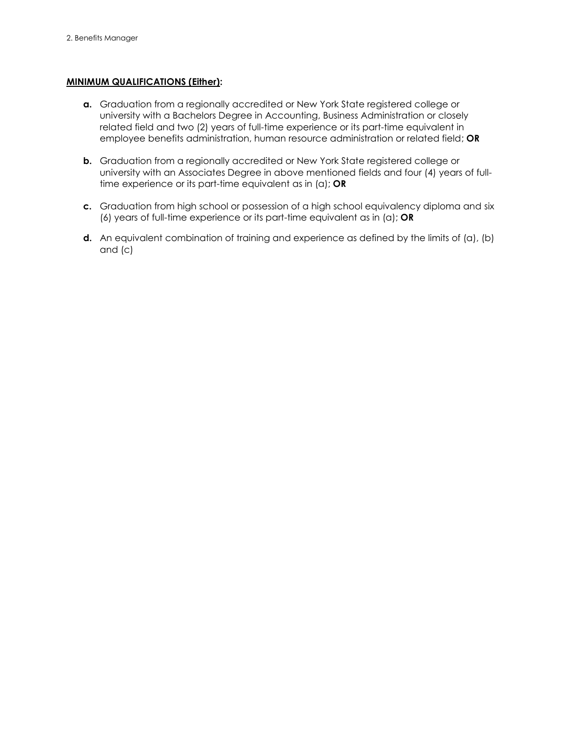**MINIMUM QUALIFICATIONS (Either):**

- **a.** Graduation from a regionally accredited or New York State registered college or university with a Bachelors Degree in Accounting, Business Administration or closely related field and two (2) years of full-time experience or its part-time equivalent in employee benefits administration, human resource administration or related field; **OR**
- **b.** Graduation from a regionally accredited or New York State registered college or university with an Associates Degree in above mentioned fields and four (4) years of full-time experience or its part-time equivalent as in (a); **OR**
- **c.** Graduation from high school or possession of a high school equivalency diploma and six (6) years of full-time experience or its part-time equivalent as in (a); **OR**
- **d.** An equivalent combination of training and experience as defined by the limits of (a), (b) and (c)